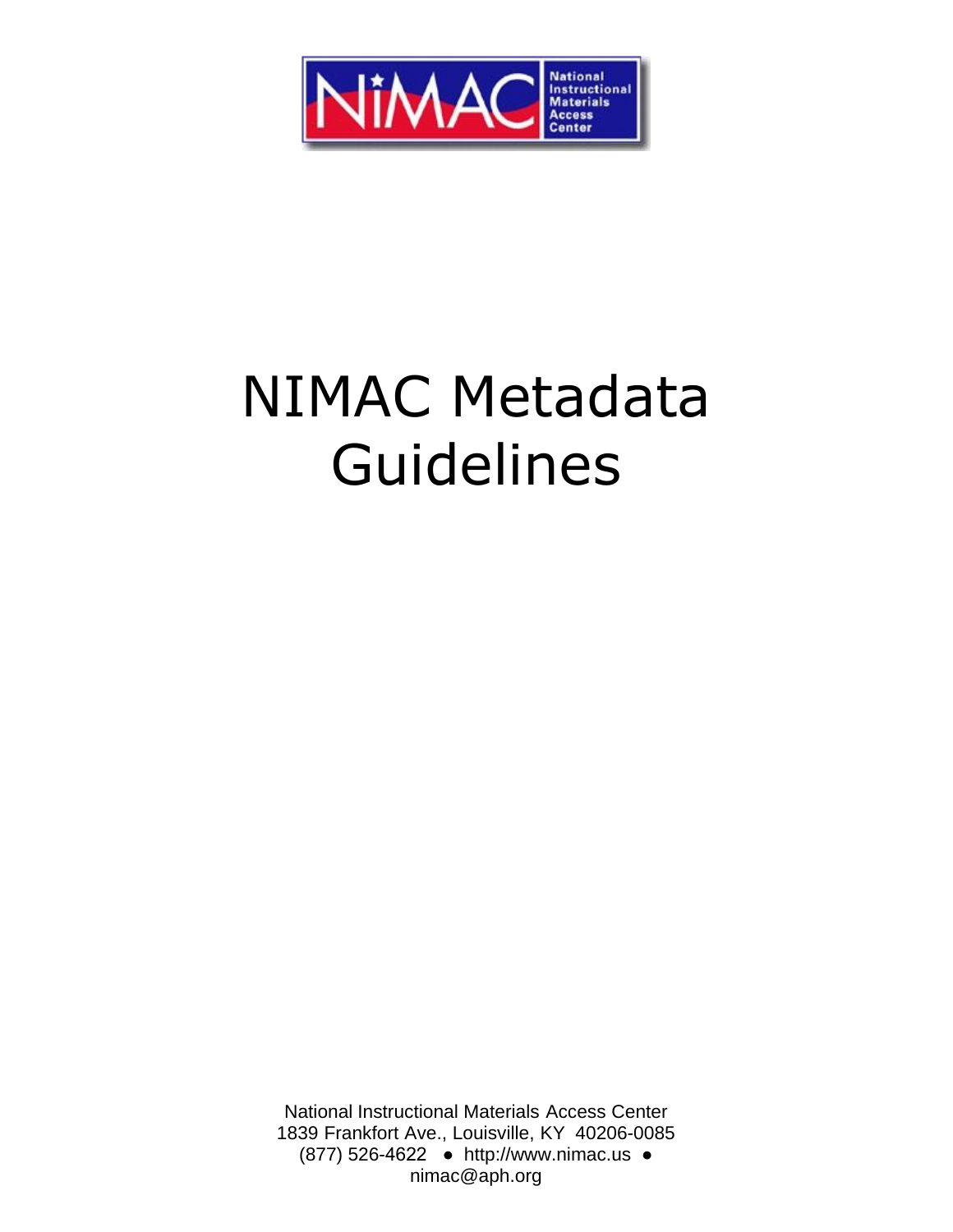# NIMAC Metadata Guidelines

National Instructional Materials Access Center
1839 Frankfort Ave., Louisville, KY 40206-0085
(877) 526-4622 ● http://www.nimac.us ●
nimac@aph.org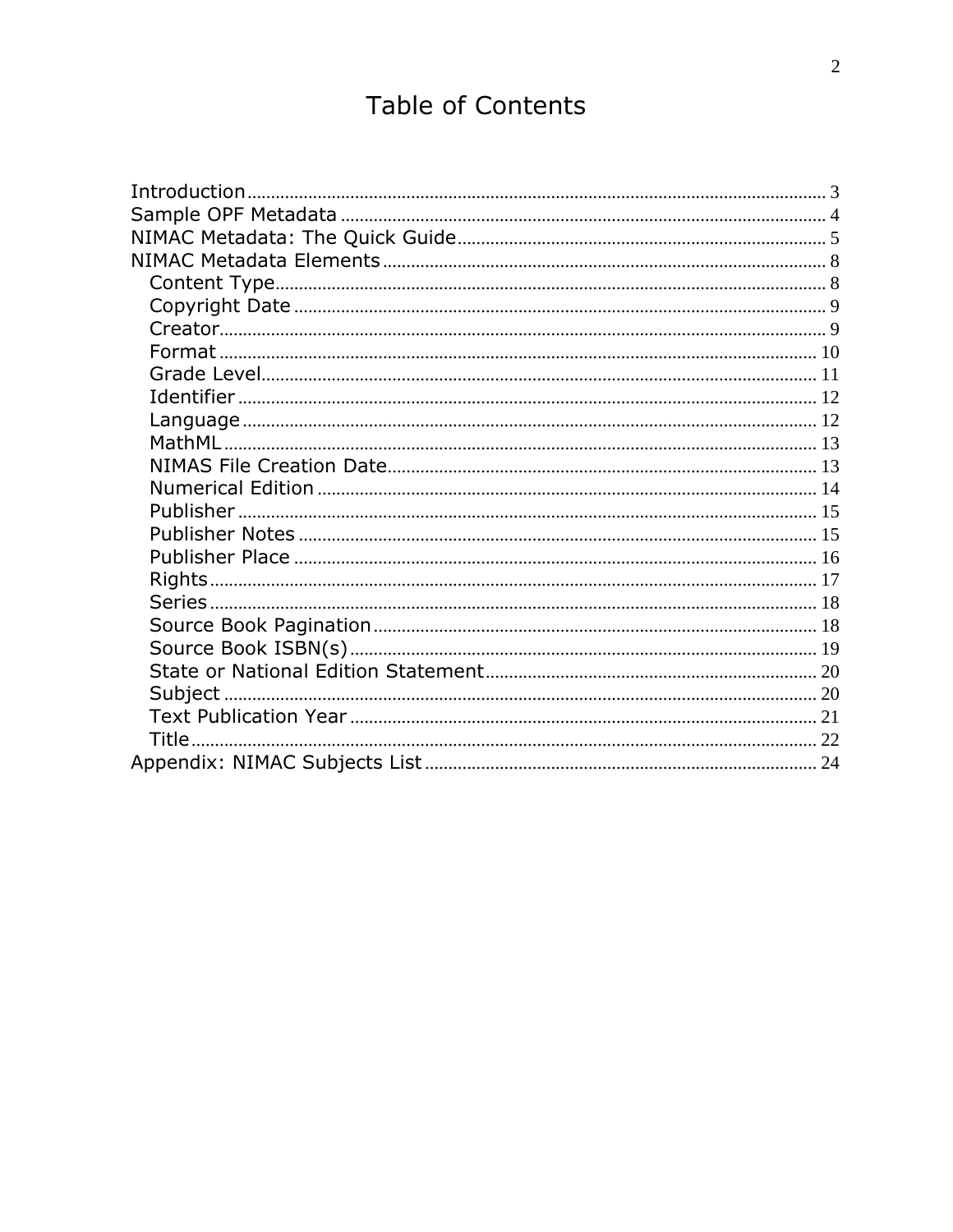# Table of Contents

- Introduction ........ 3
- Sample OPF Metadata ........ 4
- NIMAC Metadata: The Quick Guide ........ 5
- NIMAC Metadata Elements ........ 8
  - Content Type ........ 8
  - Copyright Date ........ 9
  - Creator ........ 9
  - Format ........ 10
  - Grade Level ........ 11
  - Identifier ........ 12
  - Language ........ 12
  - MathML ........ 13
  - NIMAS File Creation Date ........ 13
  - Numerical Edition ........ 14
  - Publisher ........ 15
  - Publisher Notes ........ 15
  - Publisher Place ........ 16
  - Rights ........ 17
  - Series ........ 18
  - Source Book Pagination ........ 18
  - Source Book ISBN(s) ........ 19
  - State or National Edition Statement ........ 20
  - Subject ........ 20
  - Text Publication Year ........ 21
  - Title ........ 22
- Appendix: NIMAC Subjects List ........ 24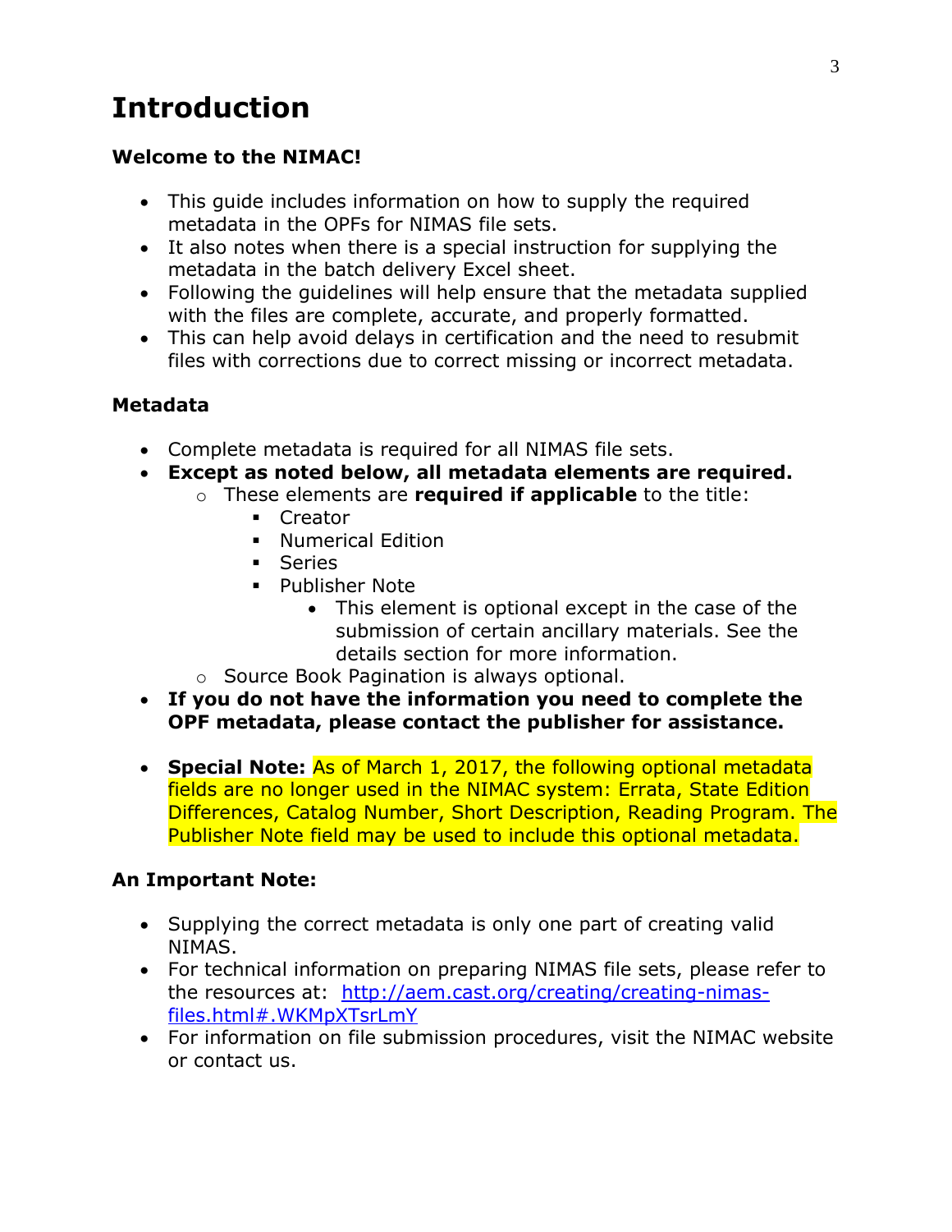# Introduction

**Welcome to the NIMAC!**

- This guide includes information on how to supply the required metadata in the OPFs for NIMAS file sets.
- It also notes when there is a special instruction for supplying the metadata in the batch delivery Excel sheet.
- Following the guidelines will help ensure that the metadata supplied with the files are complete, accurate, and properly formatted.
- This can help avoid delays in certification and the need to resubmit files with corrections due to correct missing or incorrect metadata.

**Metadata**

- Complete metadata is required for all NIMAS file sets.
- **Except as noted below, all metadata elements are required.**
    - These elements are **required if applicable** to the title:
        - Creator
        - Numerical Edition
        - Series
        - Publisher Note
            - This element is optional except in the case of the submission of certain ancillary materials. See the details section for more information.
    - Source Book Pagination is always optional.
- **If you do not have the information you need to complete the OPF metadata, please contact the publisher for assistance.**

- **Special Note:** As of March 1, 2017, the following optional metadata fields are no longer used in the NIMAC system: Errata, State Edition Differences, Catalog Number, Short Description, Reading Program. The Publisher Note field may be used to include this optional metadata.

**An Important Note:**

- Supplying the correct metadata is only one part of creating valid NIMAS.
- For technical information on preparing NIMAS file sets, please refer to the resources at: [http://aem.cast.org/creating/creating-nimas-files.html#.WKMpXTsrLmY](http://aem.cast.org/creating/creating-nimas-files.html#.WKMpXTsrLmY)
- For information on file submission procedures, visit the NIMAC website or contact us.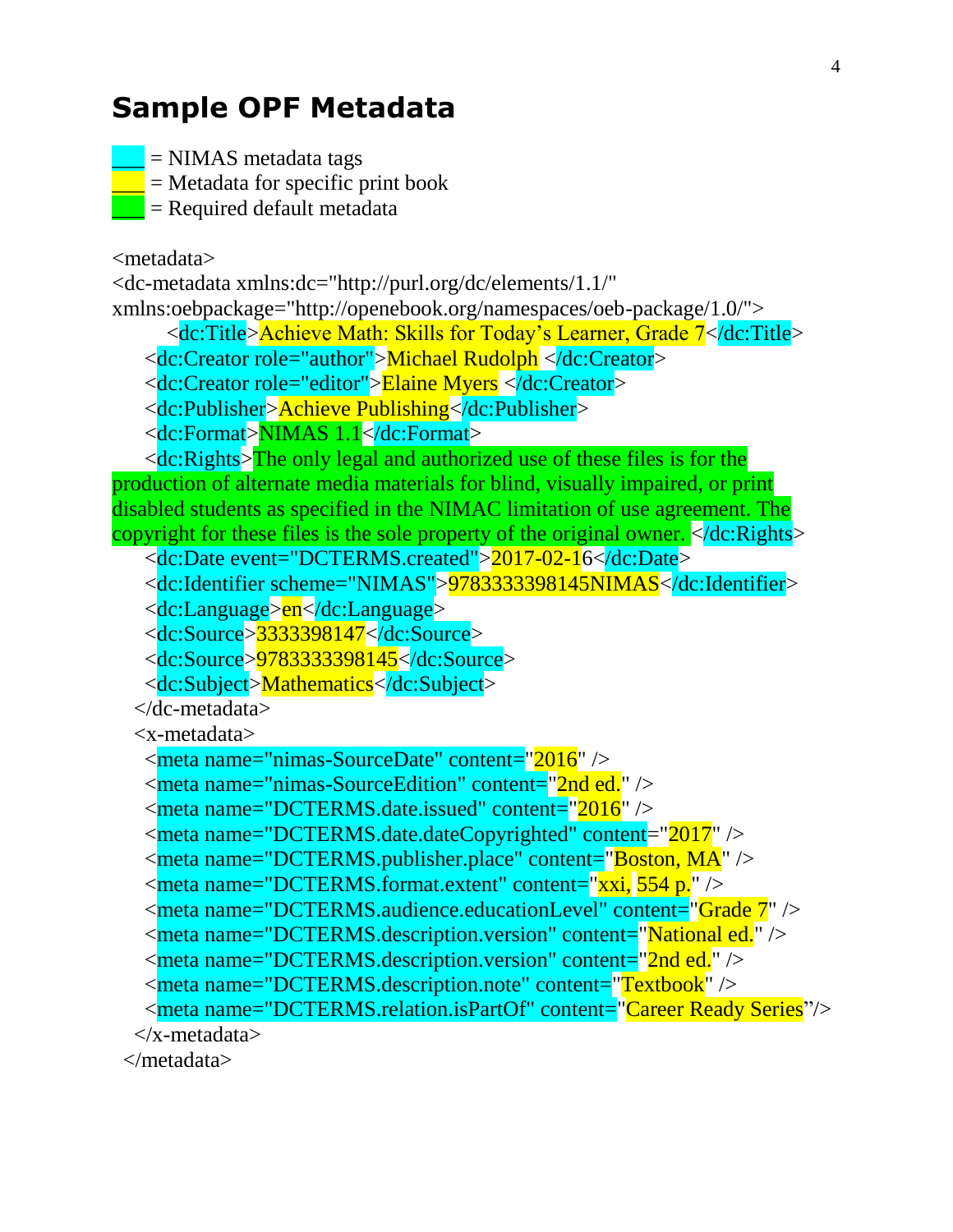## Sample OPF Metadata

___ = NIMAS metadata tags
___ = Metadata for specific print book
___ = Required default metadata

```
<metadata>
<dc-metadata xmlns:dc="http://purl.org/dc/elements/1.1/"
xmlns:oebpackage="http://openebook.org/namespaces/oeb-package/1.0/">
      <dc:Title>Achieve Math: Skills for Today's Learner, Grade 7</dc:Title>
    <dc:Creator role="author">Michael Rudolph </dc:Creator>
    <dc:Creator role="editor">Elaine Myers </dc:Creator>
    <dc:Publisher>Achieve Publishing</dc:Publisher>
    <dc:Format>NIMAS 1.1</dc:Format>
    <dc:Rights>The only legal and authorized use of these files is for the
production of alternate media materials for blind, visually impaired, or print
disabled students as specified in the NIMAC limitation of use agreement. The
copyright for these files is the sole property of the original owner. </dc:Rights>
    <dc:Date event="DCTERMS.created">2017-02-16</dc:Date>
    <dc:Identifier scheme="NIMAS">9783333398145NIMAS</dc:Identifier>
    <dc:Language>en</dc:Language>
    <dc:Source>3333398147</dc:Source>
    <dc:Source>9783333398145</dc:Source>
    <dc:Subject>Mathematics</dc:Subject>
  </dc-metadata>
  <x-metadata>
    <meta name="nimas-SourceDate" content="2016" />
    <meta name="nimas-SourceEdition" content="2nd ed." />
    <meta name="DCTERMS.date.issued" content="2016" />
    <meta name="DCTERMS.date.dateCopyrighted" content="2017" />
    <meta name="DCTERMS.publisher.place" content="Boston, MA" />
    <meta name="DCTERMS.format.extent" content="xxi, 554 p." />
    <meta name="DCTERMS.audience.educationLevel" content="Grade 7" />
    <meta name="DCTERMS.description.version" content="National ed." />
    <meta name="DCTERMS.description.version" content="2nd ed." />
    <meta name="DCTERMS.description.note" content="Textbook" />
    <meta name="DCTERMS.relation.isPartOf" content="Career Ready Series"/>
  </x-metadata>
 </metadata>
```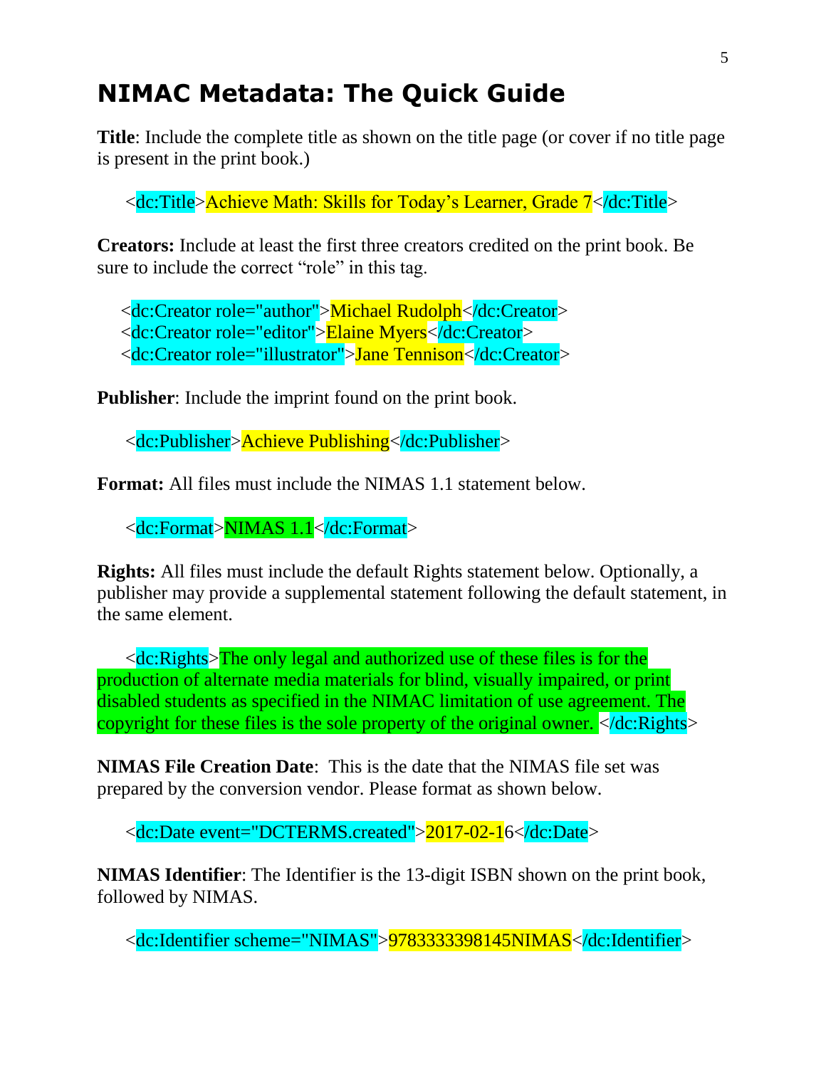# NIMAC Metadata: The Quick Guide

**Title**: Include the complete title as shown on the title page (or cover if no title page is present in the print book.)

```
<dc:Title>Achieve Math: Skills for Today’s Learner, Grade 7</dc:Title>
```

**Creators:** Include at least the first three creators credited on the print book. Be sure to include the correct “role” in this tag.

```
<dc:Creator role="author">Michael Rudolph</dc:Creator>
<dc:Creator role="editor">Elaine Myers</dc:Creator>
<dc:Creator role="illustrator">Jane Tennison</dc:Creator>
```

**Publisher**: Include the imprint found on the print book.

```
<dc:Publisher>Achieve Publishing</dc:Publisher>
```

**Format:** All files must include the NIMAS 1.1 statement below.

```
<dc:Format>NIMAS 1.1</dc:Format>
```

**Rights:** All files must include the default Rights statement below. Optionally, a publisher may provide a supplemental statement following the default statement, in the same element.

```
<dc:Rights>The only legal and authorized use of these files is for the production of alternate media materials for blind, visually impaired, or print disabled students as specified in the NIMAC limitation of use agreement. The copyright for these files is the sole property of the original owner. </dc:Rights>
```

**NIMAS File Creation Date**: This is the date that the NIMAS file set was prepared by the conversion vendor. Please format as shown below.

```
<dc:Date event="DCTERMS.created">2017-02-16</dc:Date>
```

**NIMAS Identifier**: The Identifier is the 13-digit ISBN shown on the print book, followed by NIMAS.

```
<dc:Identifier scheme="NIMAS">9783333398145NIMAS</dc:Identifier>
```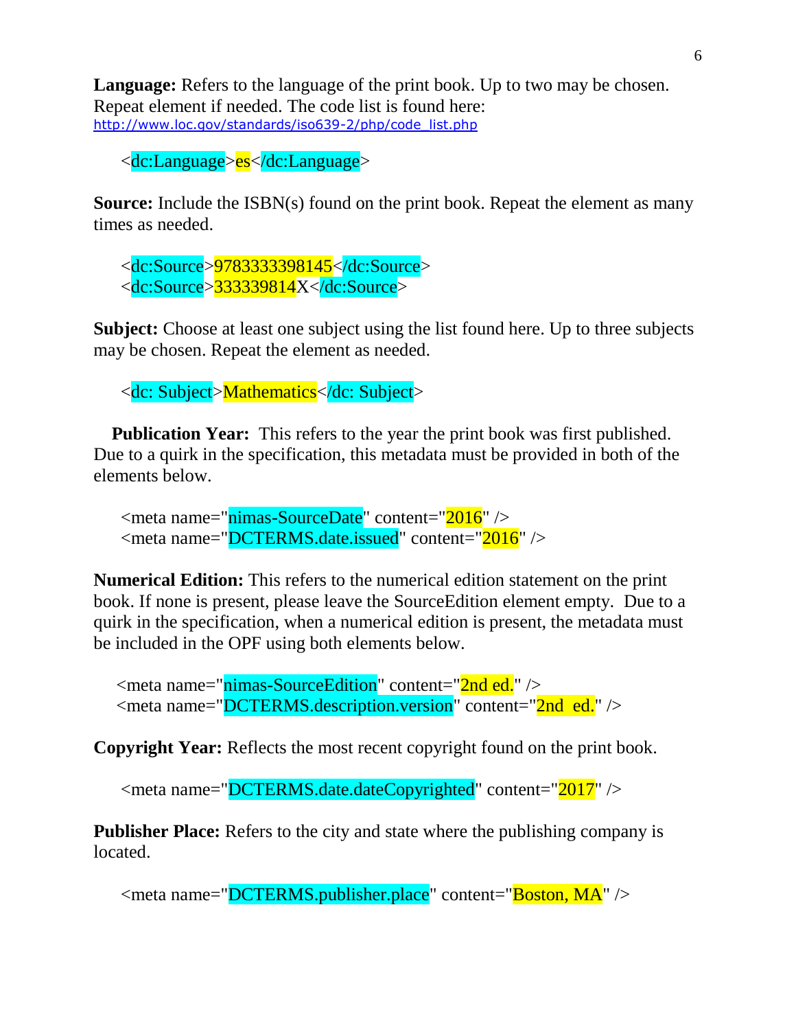**Language:** Refers to the language of the print book. Up to two may be chosen. Repeat element if needed. The code list is found here: http://www.loc.gov/standards/iso639-2/php/code_list.php

```
<dc:Language>es</dc:Language>
```

**Source:** Include the ISBN(s) found on the print book. Repeat the element as many times as needed.

```
<dc:Source>9783333398145</dc:Source>
<dc:Source>333339814X</dc:Source>
```

**Subject:** Choose at least one subject using the list found here. Up to three subjects may be chosen. Repeat the element as needed.

```
<dc: Subject>Mathematics</dc: Subject>
```

**Publication Year:** This refers to the year the print book was first published. Due to a quirk in the specification, this metadata must be provided in both of the elements below.

```
<meta name="nimas-SourceDate" content="2016" />
<meta name="DCTERMS.date.issued" content="2016" />
```

**Numerical Edition:** This refers to the numerical edition statement on the print book. If none is present, please leave the SourceEdition element empty. Due to a quirk in the specification, when a numerical edition is present, the metadata must be included in the OPF using both elements below.

```
<meta name="nimas-SourceEdition" content="2nd ed." />
<meta name="DCTERMS.description.version" content="2nd  ed." />
```

**Copyright Year:** Reflects the most recent copyright found on the print book.

```
<meta name="DCTERMS.date.dateCopyrighted" content="2017" />
```

**Publisher Place:** Refers to the city and state where the publishing company is located.

```
<meta name="DCTERMS.publisher.place" content="Boston, MA" />
```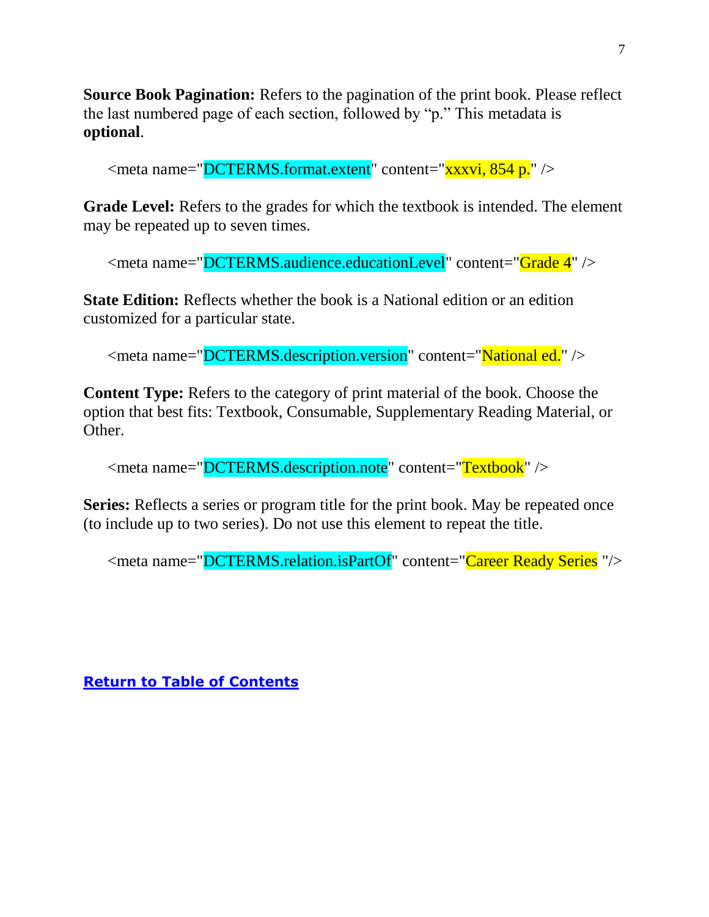**Source Book Pagination:** Refers to the pagination of the print book. Please reflect the last numbered page of each section, followed by "p." This metadata is **optional**.

```
<meta name="DCTERMS.format.extent" content="xxxvi, 854 p." />
```

**Grade Level:** Refers to the grades for which the textbook is intended. The element may be repeated up to seven times.

```
<meta name="DCTERMS.audience.educationLevel" content="Grade 4" />
```

**State Edition:** Reflects whether the book is a National edition or an edition customized for a particular state.

```
<meta name="DCTERMS.description.version" content="National ed." />
```

**Content Type:** Refers to the category of print material of the book. Choose the option that best fits: Textbook, Consumable, Supplementary Reading Material, or Other.

```
<meta name="DCTERMS.description.note" content="Textbook" />
```

**Series:** Reflects a series or program title for the print book. May be repeated once (to include up to two series). Do not use this element to repeat the title.

```
<meta name="DCTERMS.relation.isPartOf" content="Career Ready Series "/>
```

**Return to Table of Contents**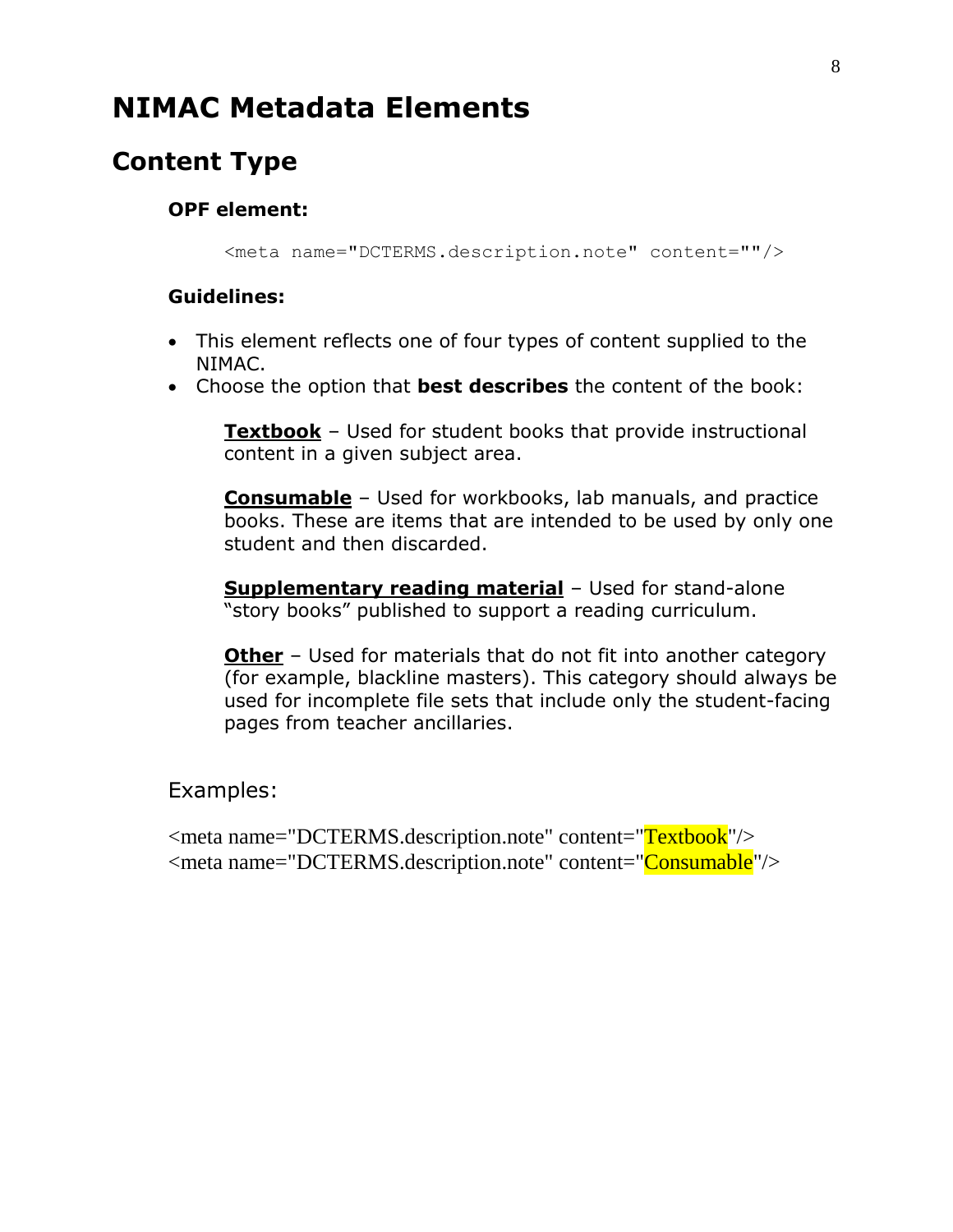# NIMAC Metadata Elements

## Content Type

**OPF element:**

```
<meta name="DCTERMS.description.note" content=""/>
```

**Guidelines:**

- This element reflects one of four types of content supplied to the NIMAC.
- Choose the option that **best describes** the content of the book:

**Textbook** – Used for student books that provide instructional content in a given subject area.

**Consumable** – Used for workbooks, lab manuals, and practice books. These are items that are intended to be used by only one student and then discarded.

**Supplementary reading material** – Used for stand-alone "story books" published to support a reading curriculum.

**Other** – Used for materials that do not fit into another category (for example, blackline masters). This category should always be used for incomplete file sets that include only the student-facing pages from teacher ancillaries.

Examples:

```
<meta name="DCTERMS.description.note" content="Textbook"/>
<meta name="DCTERMS.description.note" content="Consumable"/>
```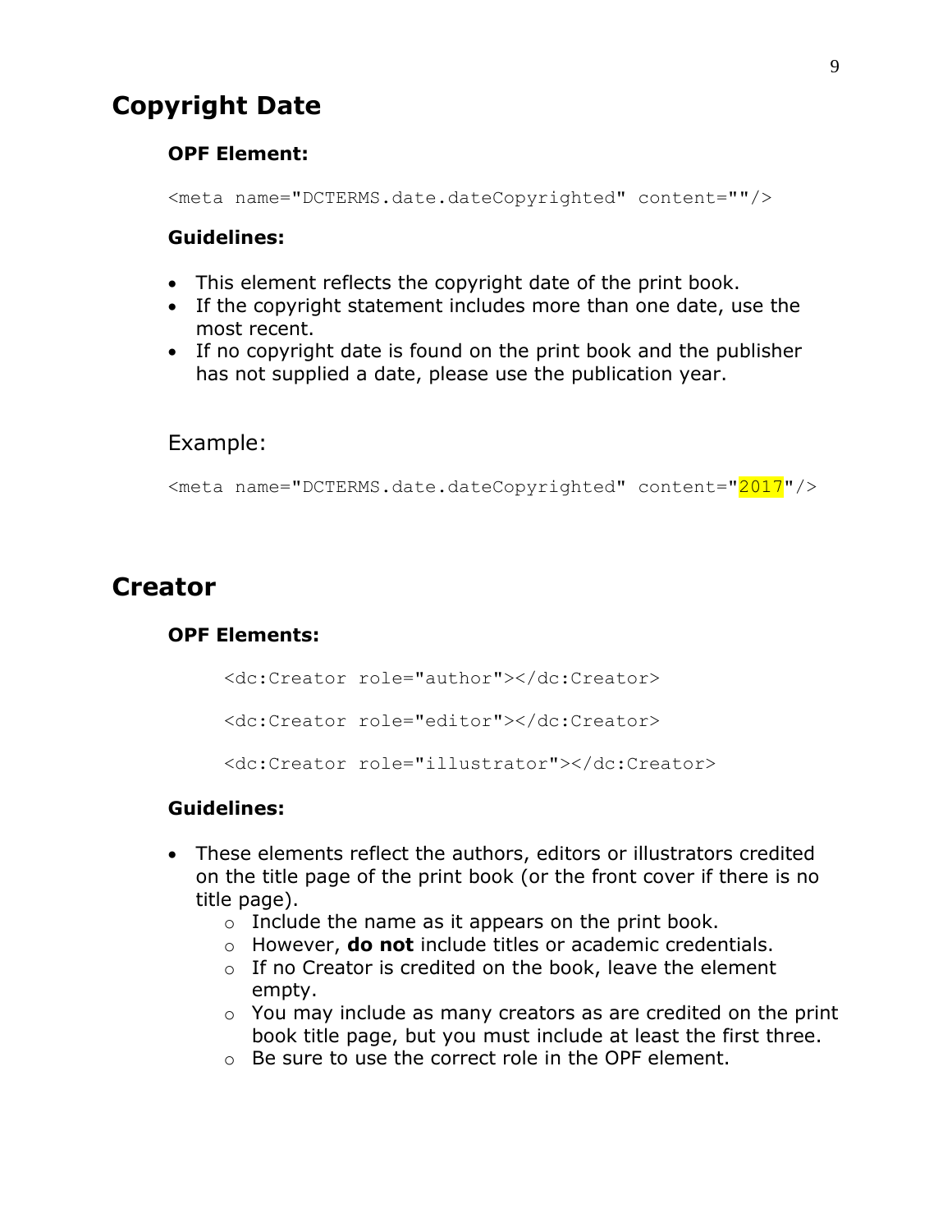## Copyright Date

### OPF Element:

```
<meta name="DCTERMS.date.dateCopyrighted" content=""/>
```

### Guidelines:

- This element reflects the copyright date of the print book.
- If the copyright statement includes more than one date, use the most recent.
- If no copyright date is found on the print book and the publisher has not supplied a date, please use the publication year.

Example:

```
<meta name="DCTERMS.date.dateCopyrighted" content="2017"/>
```

## Creator

### OPF Elements:

```
<dc:Creator role="author"></dc:Creator>

<dc:Creator role="editor"></dc:Creator>

<dc:Creator role="illustrator"></dc:Creator>
```

### Guidelines:

- These elements reflect the authors, editors or illustrators credited on the title page of the print book (or the front cover if there is no title page).
  - Include the name as it appears on the print book.
  - However, **do not** include titles or academic credentials.
  - If no Creator is credited on the book, leave the element empty.
  - You may include as many creators as are credited on the print book title page, but you must include at least the first three.
  - Be sure to use the correct role in the OPF element.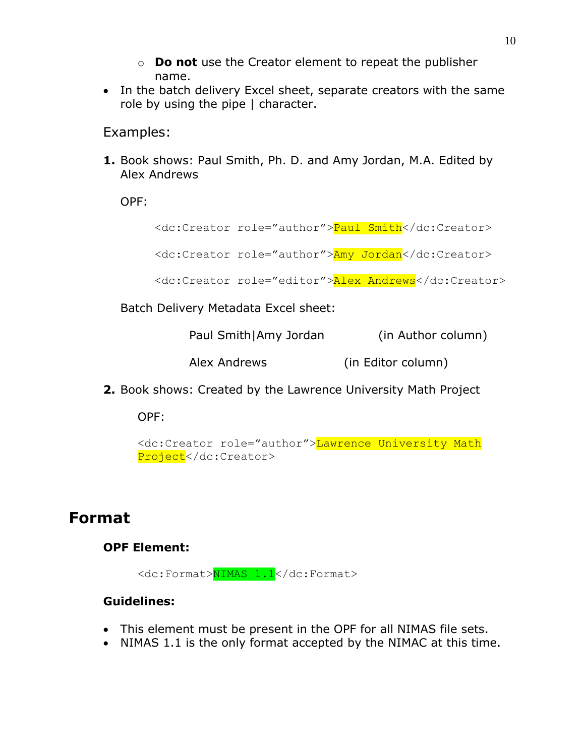- **Do not** use the Creator element to repeat the publisher name.
- In the batch delivery Excel sheet, separate creators with the same role by using the pipe | character.

Examples:

1. Book shows: Paul Smith, Ph. D. and Amy Jordan, M.A. Edited by Alex Andrews

   OPF:

   ```
   <dc:Creator role="author">Paul Smith</dc:Creator>
   <dc:Creator role="author">Amy Jordan</dc:Creator>
   <dc:Creator role="editor">Alex Andrews</dc:Creator>
   ```

   Batch Delivery Metadata Excel sheet:

   Paul Smith|Amy Jordan (in Author column)

   Alex Andrews (in Editor column)

2. Book shows: Created by the Lawrence University Math Project

   OPF:

   ```
   <dc:Creator role="author">Lawrence University Math Project</dc:Creator>
   ```

## Format

### OPF Element:

```
<dc:Format>NIMAS 1.1</dc:Format>
```

### Guidelines:

- This element must be present in the OPF for all NIMAS file sets.
- NIMAS 1.1 is the only format accepted by the NIMAC at this time.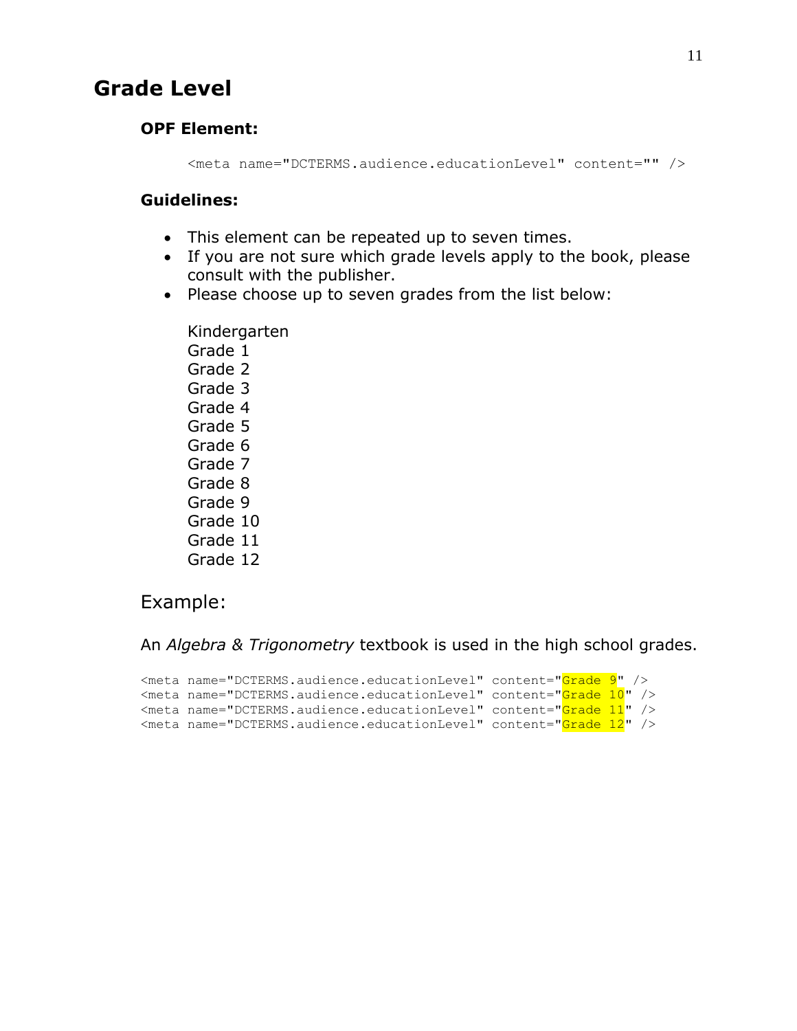# Grade Level

### OPF Element:

```
<meta name="DCTERMS.audience.educationLevel" content="" />
```

### Guidelines:

- This element can be repeated up to seven times.
- If you are not sure which grade levels apply to the book, please consult with the publisher.
- Please choose up to seven grades from the list below:

  Kindergarten
  Grade 1
  Grade 2
  Grade 3
  Grade 4
  Grade 5
  Grade 6
  Grade 7
  Grade 8
  Grade 9
  Grade 10
  Grade 11
  Grade 12

### Example:

An *Algebra & Trigonometry* textbook is used in the high school grades.

```
<meta name="DCTERMS.audience.educationLevel" content="Grade 9" />
<meta name="DCTERMS.audience.educationLevel" content="Grade 10" />
<meta name="DCTERMS.audience.educationLevel" content="Grade 11" />
<meta name="DCTERMS.audience.educationLevel" content="Grade 12" />
```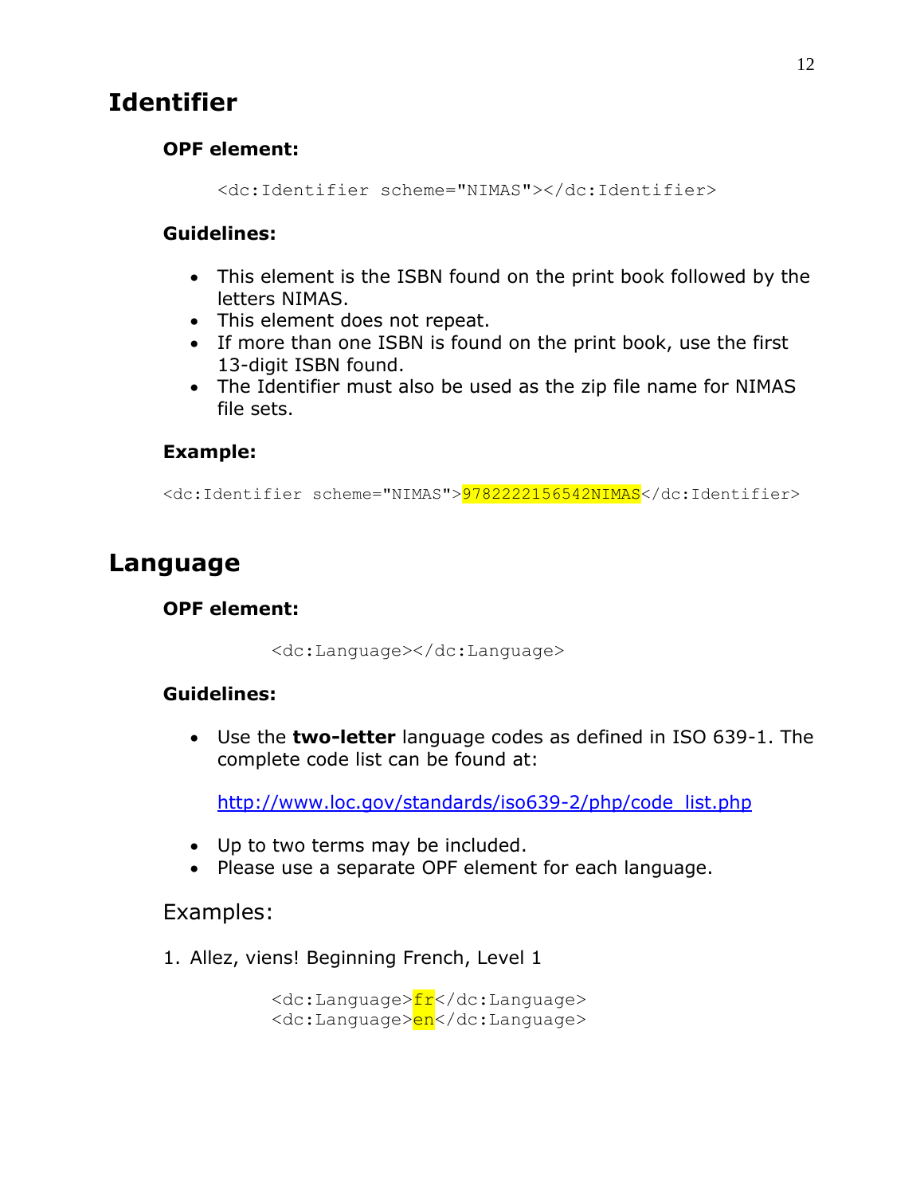# Identifier

### OPF element:

```
<dc:Identifier scheme="NIMAS"></dc:Identifier>
```

### Guidelines:

- This element is the ISBN found on the print book followed by the letters NIMAS.
- This element does not repeat.
- If more than one ISBN is found on the print book, use the first 13-digit ISBN found.
- The Identifier must also be used as the zip file name for NIMAS file sets.

### Example:

```
<dc:Identifier scheme="NIMAS">9782222156542NIMAS</dc:Identifier>
```

# Language

### OPF element:

```
<dc:Language></dc:Language>
```

### Guidelines:

- Use the **two-letter** language codes as defined in ISO 639-1. The complete code list can be found at:

  http://www.loc.gov/standards/iso639-2/php/code_list.php

- Up to two terms may be included.
- Please use a separate OPF element for each language.

Examples:

1. Allez, viens! Beginning French, Level 1

```
<dc:Language>fr</dc:Language>
<dc:Language>en</dc:Language>
```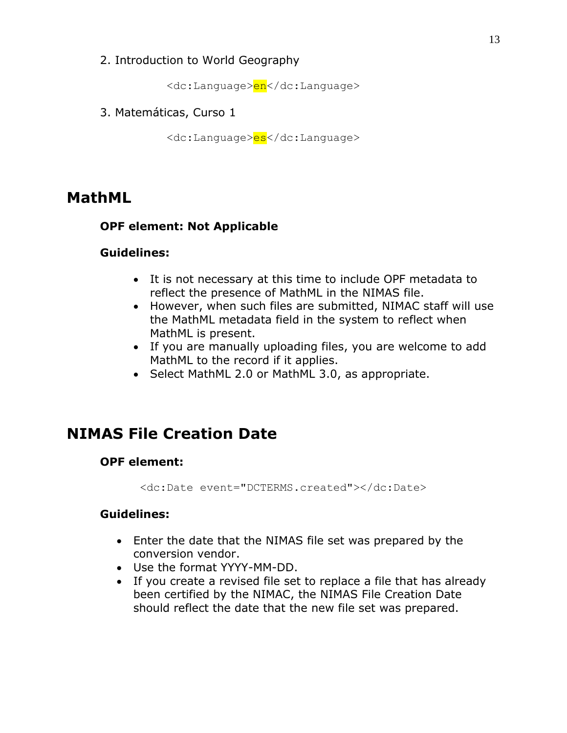2. Introduction to World Geography

```
<dc:Language>en</dc:Language>
```

3. Matemáticas, Curso 1

```
<dc:Language>es</dc:Language>
```

## MathML

**OPF element: Not Applicable**

**Guidelines:**

- It is not necessary at this time to include OPF metadata to reflect the presence of MathML in the NIMAS file.
- However, when such files are submitted, NIMAC staff will use the MathML metadata field in the system to reflect when MathML is present.
- If you are manually uploading files, you are welcome to add MathML to the record if it applies.
- Select MathML 2.0 or MathML 3.0, as appropriate.

## NIMAS File Creation Date

**OPF element:**

```
<dc:Date event="DCTERMS.created"></dc:Date>
```

**Guidelines:**

- Enter the date that the NIMAS file set was prepared by the conversion vendor.
- Use the format YYYY-MM-DD.
- If you create a revised file set to replace a file that has already been certified by the NIMAC, the NIMAS File Creation Date should reflect the date that the new file set was prepared.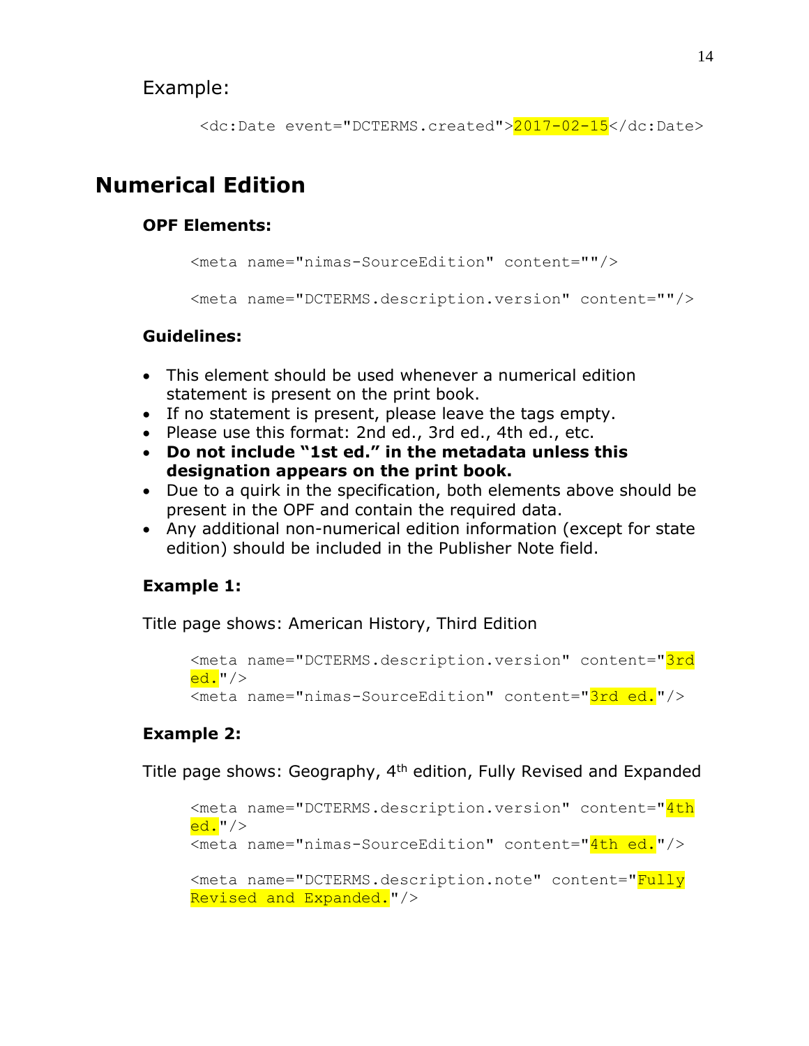Example:

```
<dc:Date event="DCTERMS.created">2017-02-15</dc:Date>
```

## Numerical Edition

### OPF Elements:

```
<meta name="nimas-SourceEdition" content=""/>

<meta name="DCTERMS.description.version" content=""/>
```

### Guidelines:

- This element should be used whenever a numerical edition statement is present on the print book.
- If no statement is present, please leave the tags empty.
- Please use this format: 2nd ed., 3rd ed., 4th ed., etc.
- **Do not include "1st ed." in the metadata unless this designation appears on the print book.**
- Due to a quirk in the specification, both elements above should be present in the OPF and contain the required data.
- Any additional non-numerical edition information (except for state edition) should be included in the Publisher Note field.

### Example 1:

Title page shows: American History, Third Edition

```
<meta name="DCTERMS.description.version" content="3rd ed."/>
<meta name="nimas-SourceEdition" content="3rd ed."/>
```

### Example 2:

Title page shows: Geography, 4th edition, Fully Revised and Expanded

```
<meta name="DCTERMS.description.version" content="4th ed."/>
<meta name="nimas-SourceEdition" content="4th ed."/>

<meta name="DCTERMS.description.note" content="Fully Revised and Expanded."/>
```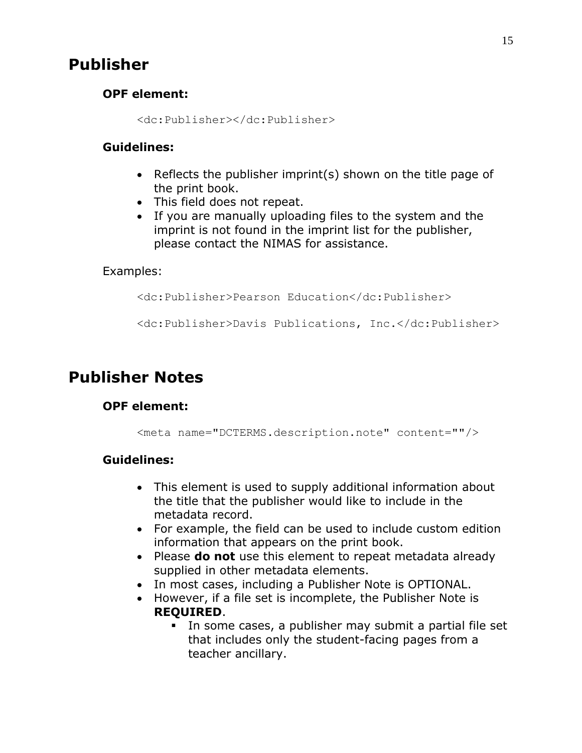# Publisher

### OPF element:

```
<dc:Publisher></dc:Publisher>
```

### Guidelines:

- Reflects the publisher imprint(s) shown on the title page of the print book.
- This field does not repeat.
- If you are manually uploading files to the system and the imprint is not found in the imprint list for the publisher, please contact the NIMAS for assistance.

Examples:

```
<dc:Publisher>Pearson Education</dc:Publisher>

<dc:Publisher>Davis Publications, Inc.</dc:Publisher>
```

# Publisher Notes

### OPF element:

```
<meta name="DCTERMS.description.note" content=""/>
```

### Guidelines:

- This element is used to supply additional information about the title that the publisher would like to include in the metadata record.
- For example, the field can be used to include custom edition information that appears on the print book.
- Please **do not** use this element to repeat metadata already supplied in other metadata elements.
- In most cases, including a Publisher Note is OPTIONAL.
- However, if a file set is incomplete, the Publisher Note is **REQUIRED**.
  - In some cases, a publisher may submit a partial file set that includes only the student-facing pages from a teacher ancillary.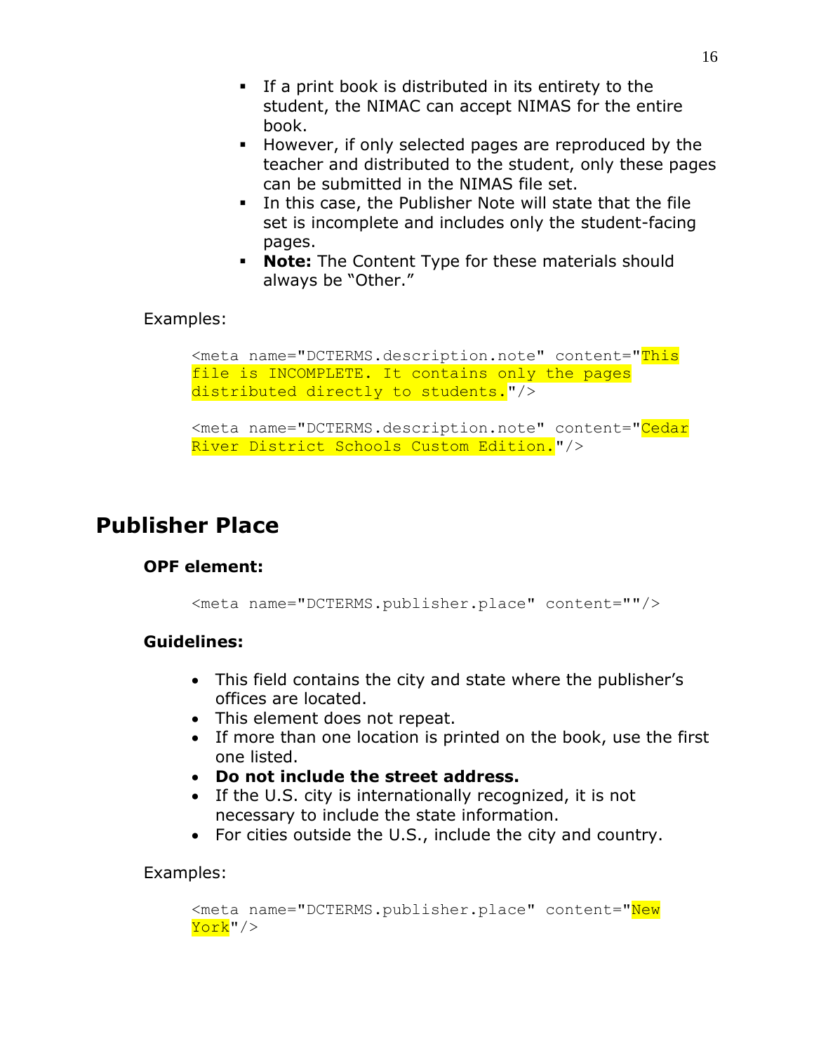- If a print book is distributed in its entirety to the student, the NIMAC can accept NIMAS for the entire book.
- However, if only selected pages are reproduced by the teacher and distributed to the student, only these pages can be submitted in the NIMAS file set.
- In this case, the Publisher Note will state that the file set is incomplete and includes only the student-facing pages.
- **Note:** The Content Type for these materials should always be “Other.”

Examples:

```
<meta name="DCTERMS.description.note" content="This file is INCOMPLETE. It contains only the pages distributed directly to students."/>

<meta name="DCTERMS.description.note" content="Cedar River District Schools Custom Edition."/>
```

## Publisher Place

### OPF element:

```
<meta name="DCTERMS.publisher.place" content=""/>
```

### Guidelines:

- This field contains the city and state where the publisher’s offices are located.
- This element does not repeat.
- If more than one location is printed on the book, use the first one listed.
- **Do not include the street address.**
- If the U.S. city is internationally recognized, it is not necessary to include the state information.
- For cities outside the U.S., include the city and country.

Examples:

```
<meta name="DCTERMS.publisher.place" content="New York"/>
```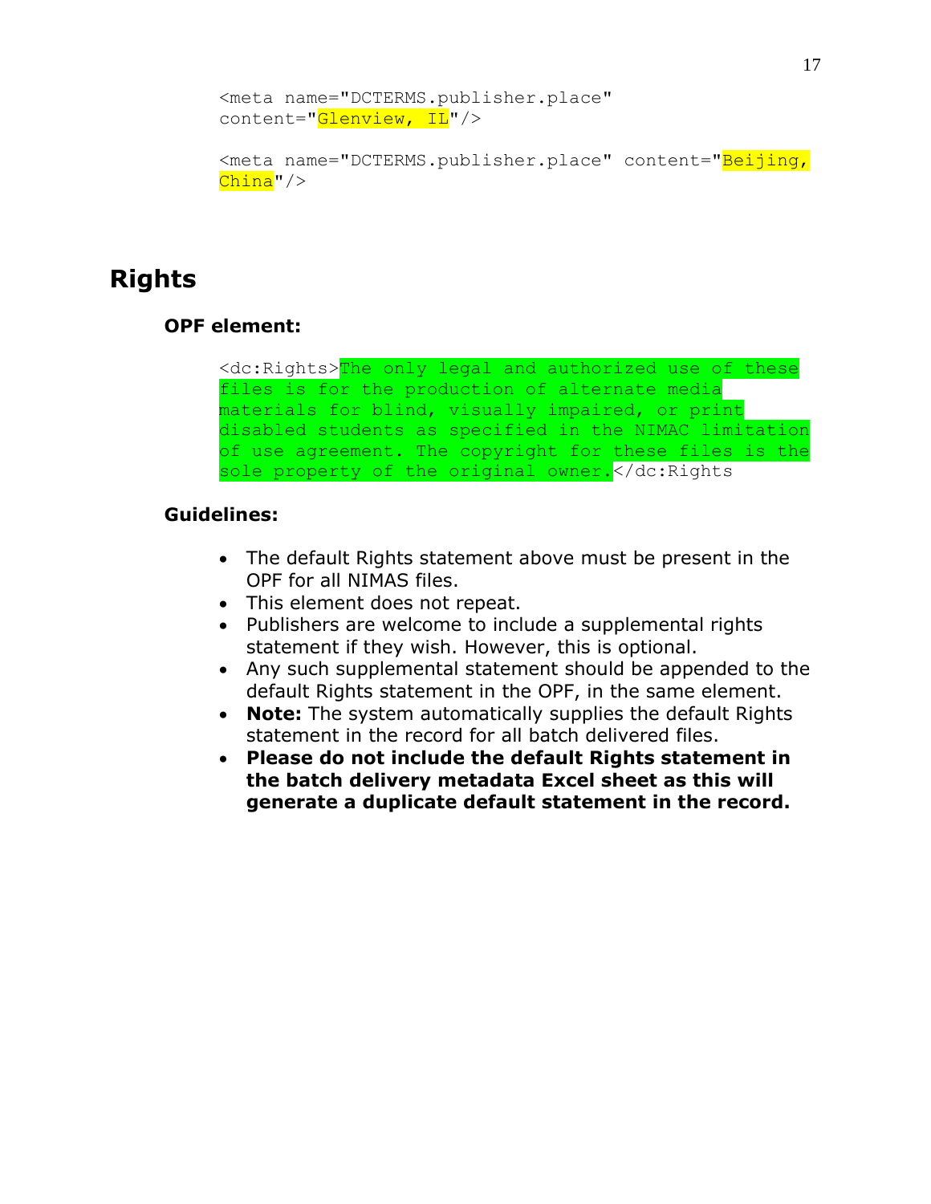```
<meta name="DCTERMS.publisher.place"
content="Glenview, IL"/>

<meta name="DCTERMS.publisher.place" content="Beijing,
China"/>
```

## Rights

### OPF element:

```
<dc:Rights>The only legal and authorized use of these
files is for the production of alternate media
materials for blind, visually impaired, or print
disabled students as specified in the NIMAC limitation
of use agreement. The copyright for these files is the
sole property of the original owner.</dc:Rights
```

### Guidelines:

- The default Rights statement above must be present in the OPF for all NIMAS files.
- This element does not repeat.
- Publishers are welcome to include a supplemental rights statement if they wish. However, this is optional.
- Any such supplemental statement should be appended to the default Rights statement in the OPF, in the same element.
- **Note:** The system automatically supplies the default Rights statement in the record for all batch delivered files.
- **Please do not include the default Rights statement in the batch delivery metadata Excel sheet as this will generate a duplicate default statement in the record.**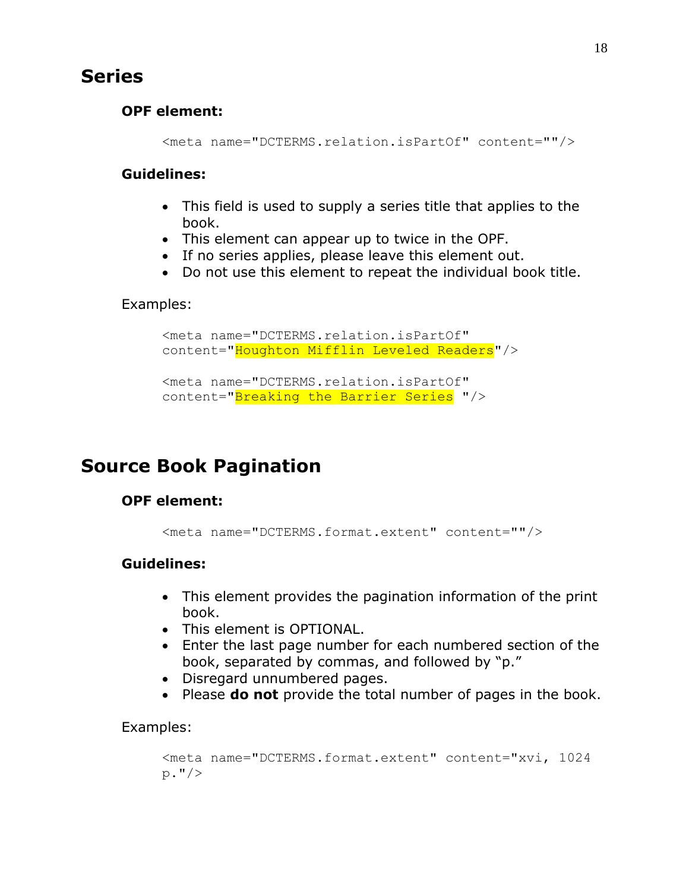## Series

**OPF element:**

```
<meta name="DCTERMS.relation.isPartOf" content=""/>
```

**Guidelines:**

- This field is used to supply a series title that applies to the book.
- This element can appear up to twice in the OPF.
- If no series applies, please leave this element out.
- Do not use this element to repeat the individual book title.

Examples:

```
<meta name="DCTERMS.relation.isPartOf"
content="Houghton Mifflin Leveled Readers"/>

<meta name="DCTERMS.relation.isPartOf"
content="Breaking the Barrier Series "/>
```

## Source Book Pagination

**OPF element:**

```
<meta name="DCTERMS.format.extent" content=""/>
```

**Guidelines:**

- This element provides the pagination information of the print book.
- This element is OPTIONAL.
- Enter the last page number for each numbered section of the book, separated by commas, and followed by "p."
- Disregard unnumbered pages.
- Please **do not** provide the total number of pages in the book.

Examples:

```
<meta name="DCTERMS.format.extent" content="xvi, 1024
p."/>
```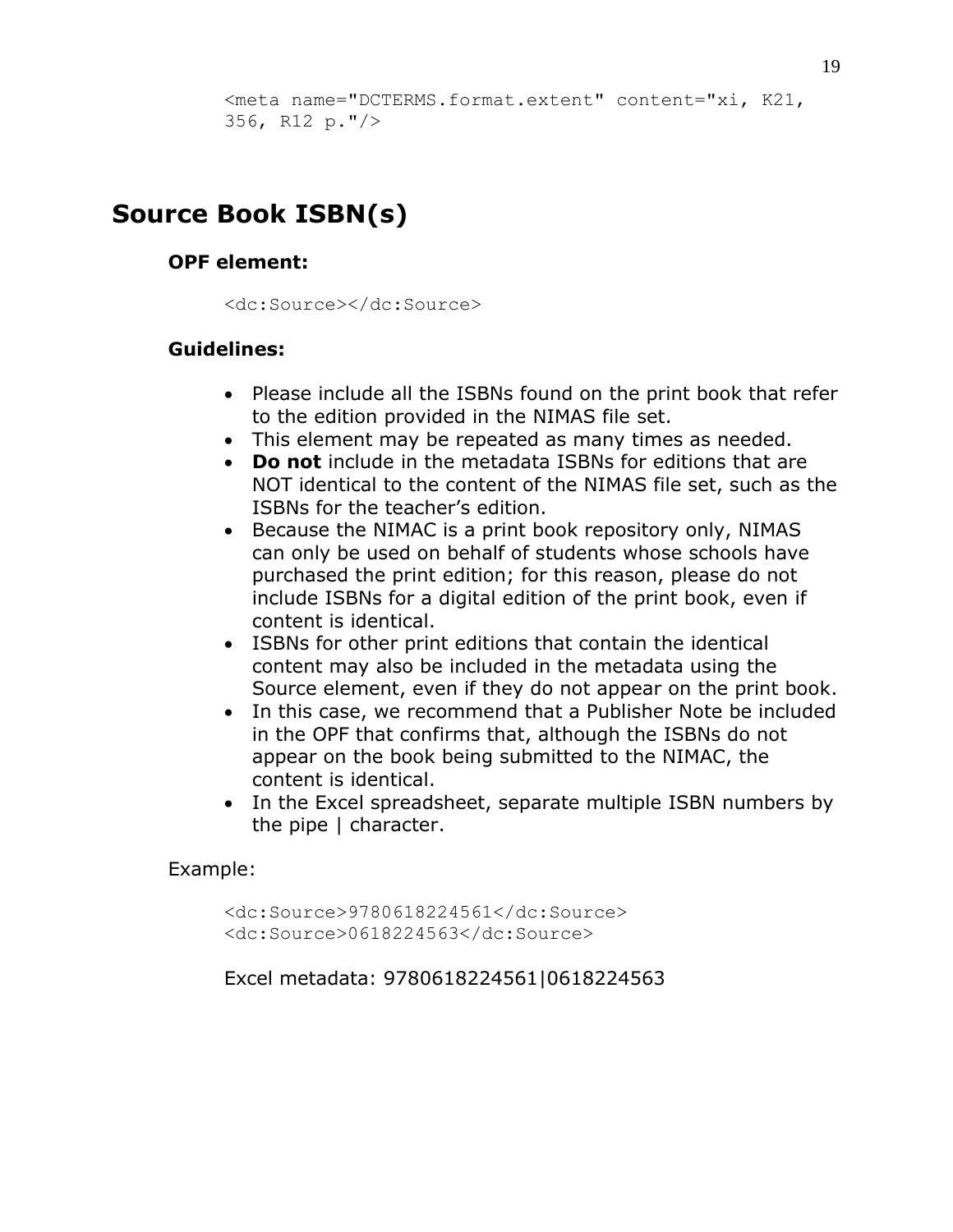```
<meta name="DCTERMS.format.extent" content="xi, K21,
356, R12 p."/>
```

## Source Book ISBN(s)

**OPF element:**

```
<dc:Source></dc:Source>
```

**Guidelines:**

- Please include all the ISBNs found on the print book that refer to the edition provided in the NIMAS file set.
- This element may be repeated as many times as needed.
- **Do not** include in the metadata ISBNs for editions that are NOT identical to the content of the NIMAS file set, such as the ISBNs for the teacher’s edition.
- Because the NIMAC is a print book repository only, NIMAS can only be used on behalf of students whose schools have purchased the print edition; for this reason, please do not include ISBNs for a digital edition of the print book, even if content is identical.
- ISBNs for other print editions that contain the identical content may also be included in the metadata using the Source element, even if they do not appear on the print book.
- In this case, we recommend that a Publisher Note be included in the OPF that confirms that, although the ISBNs do not appear on the book being submitted to the NIMAC, the content is identical.
- In the Excel spreadsheet, separate multiple ISBN numbers by the pipe | character.

Example:

```
<dc:Source>9780618224561</dc:Source>
<dc:Source>0618224563</dc:Source>
```

Excel metadata: 9780618224561|0618224563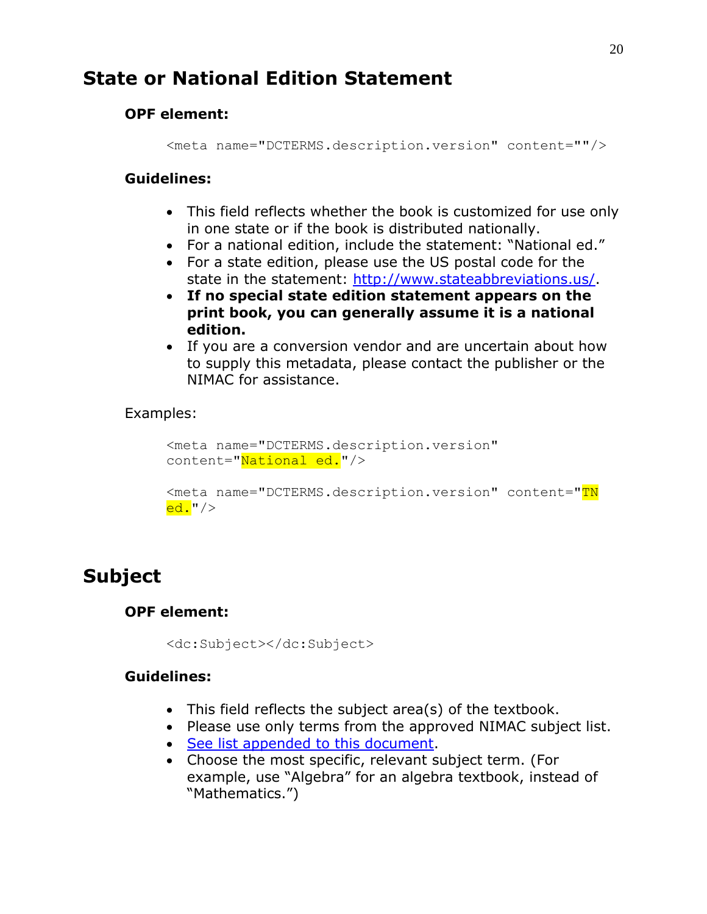## State or National Edition Statement

**OPF element:**

```
<meta name="DCTERMS.description.version" content=""/>
```

**Guidelines:**

- This field reflects whether the book is customized for use only in one state or if the book is distributed nationally.
- For a national edition, include the statement: "National ed."
- For a state edition, please use the US postal code for the state in the statement: [http://www.stateabbreviations.us/](http://www.stateabbreviations.us/).
- **If no special state edition statement appears on the print book, you can generally assume it is a national edition.**
- If you are a conversion vendor and are uncertain about how to supply this metadata, please contact the publisher or the NIMAC for assistance.

Examples:

```
<meta name="DCTERMS.description.version"
content="National ed."/>

<meta name="DCTERMS.description.version" content="TN
ed."/>
```

## Subject

**OPF element:**

```
<dc:Subject></dc:Subject>
```

**Guidelines:**

- This field reflects the subject area(s) of the textbook.
- Please use only terms from the approved NIMAC subject list.
- See list appended to this document.
- Choose the most specific, relevant subject term. (For example, use "Algebra" for an algebra textbook, instead of "Mathematics.")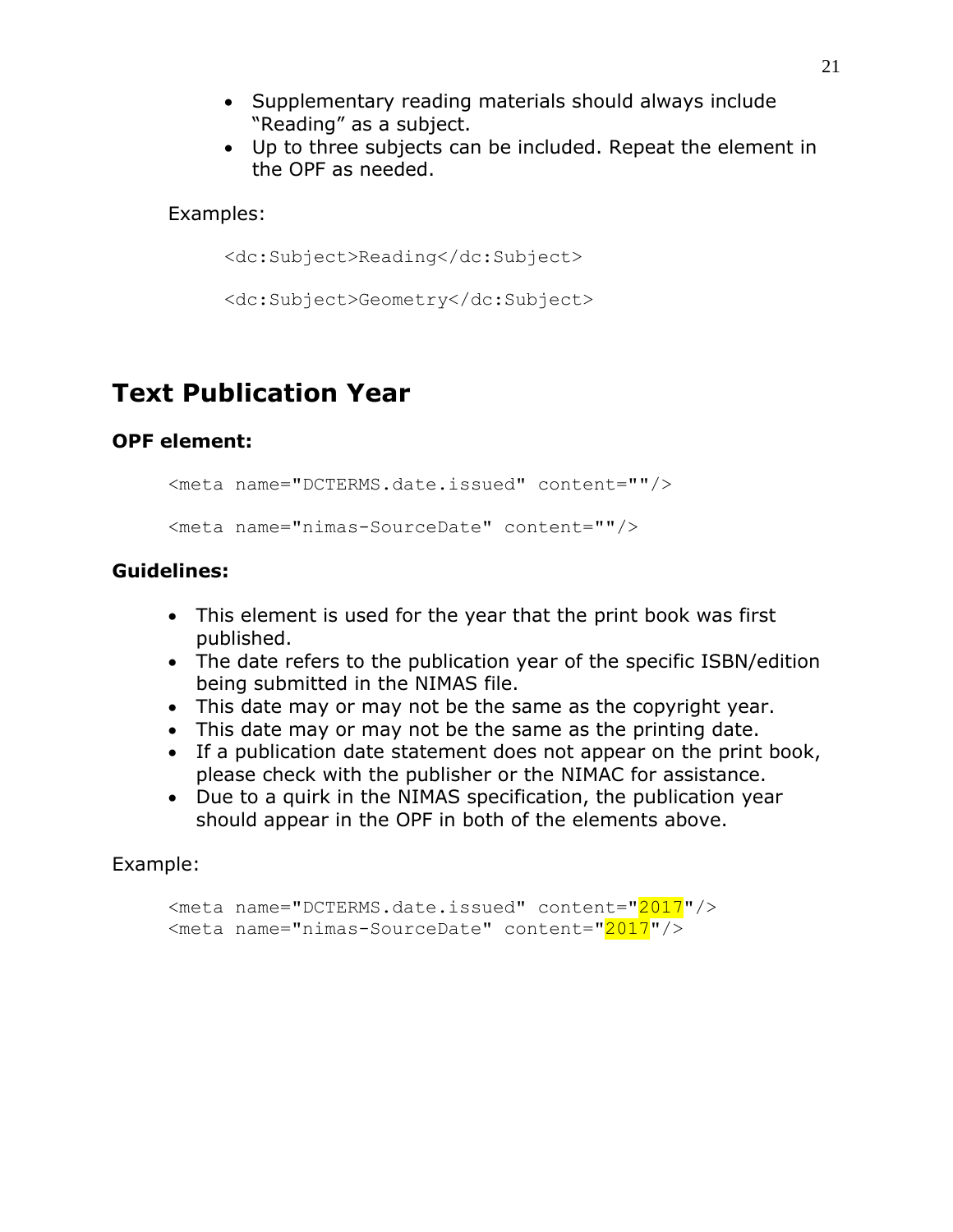- Supplementary reading materials should always include "Reading" as a subject.
- Up to three subjects can be included. Repeat the element in the OPF as needed.

Examples:

```
<dc:Subject>Reading</dc:Subject>

<dc:Subject>Geometry</dc:Subject>
```

## Text Publication Year

**OPF element:**

```
<meta name="DCTERMS.date.issued" content=""/>

<meta name="nimas-SourceDate" content=""/>
```

**Guidelines:**

- This element is used for the year that the print book was first published.
- The date refers to the publication year of the specific ISBN/edition being submitted in the NIMAS file.
- This date may or may not be the same as the copyright year.
- This date may or may not be the same as the printing date.
- If a publication date statement does not appear on the print book, please check with the publisher or the NIMAC for assistance.
- Due to a quirk in the NIMAS specification, the publication year should appear in the OPF in both of the elements above.

Example:

```
<meta name="DCTERMS.date.issued" content="2017"/>
<meta name="nimas-SourceDate" content="2017"/>
```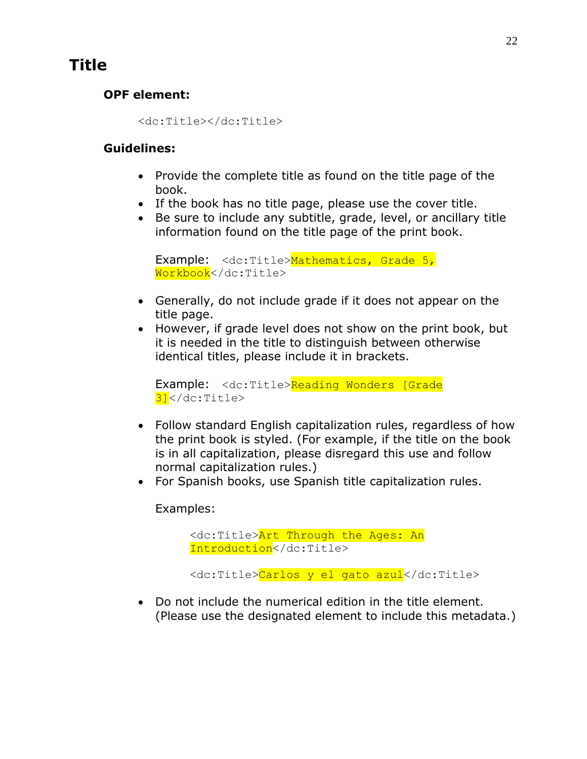# Title

**OPF element:**

```
<dc:Title></dc:Title>
```

**Guidelines:**

- Provide the complete title as found on the title page of the book.
- If the book has no title page, please use the cover title.
- Be sure to include any subtitle, grade, level, or ancillary title information found on the title page of the print book.

  Example: `<dc:Title>Mathematics, Grade 5, Workbook</dc:Title>`

- Generally, do not include grade if it does not appear on the title page.
- However, if grade level does not show on the print book, but it is needed in the title to distinguish between otherwise identical titles, please include it in brackets.

  Example: `<dc:Title>Reading Wonders [Grade 3]</dc:Title>`

- Follow standard English capitalization rules, regardless of how the print book is styled. (For example, if the title on the book is in all capitalization, please disregard this use and follow normal capitalization rules.)
- For Spanish books, use Spanish title capitalization rules.

  Examples:

  ```
  <dc:Title>Art Through the Ages: An Introduction</dc:Title>

  <dc:Title>Carlos y el gato azul</dc:Title>
  ```

- Do not include the numerical edition in the title element. (Please use the designated element to include this metadata.)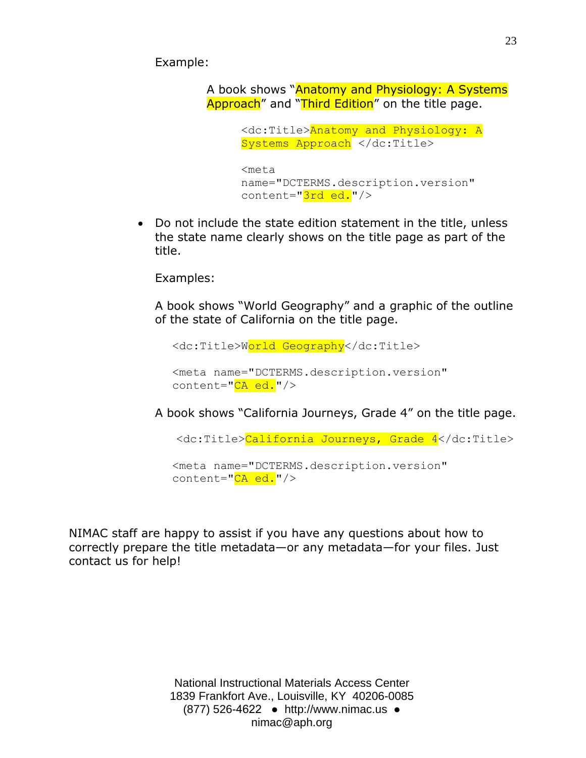Example:

A book shows "Anatomy and Physiology: A Systems Approach" and "Third Edition" on the title page.

```
<dc:Title>Anatomy and Physiology: A
Systems Approach </dc:Title>

<meta
name="DCTERMS.description.version"
content="3rd ed."/>
```

- Do not include the state edition statement in the title, unless the state name clearly shows on the title page as part of the title.

  Examples:

  A book shows "World Geography" and a graphic of the outline of the state of California on the title page.

  ```
  <dc:Title>World Geography</dc:Title>

  <meta name="DCTERMS.description.version"
  content="CA ed."/>
  ```

  A book shows "California Journeys, Grade 4" on the title page.

  ```
  <dc:Title>California Journeys, Grade 4</dc:Title>

  <meta name="DCTERMS.description.version"
  content="CA ed."/>
  ```

NIMAC staff are happy to assist if you have any questions about how to correctly prepare the title metadata—or any metadata—for your files. Just contact us for help!

National Instructional Materials Access Center
1839 Frankfort Ave., Louisville, KY 40206-0085
(877) 526-4622 ● http://www.nimac.us ●
nimac@aph.org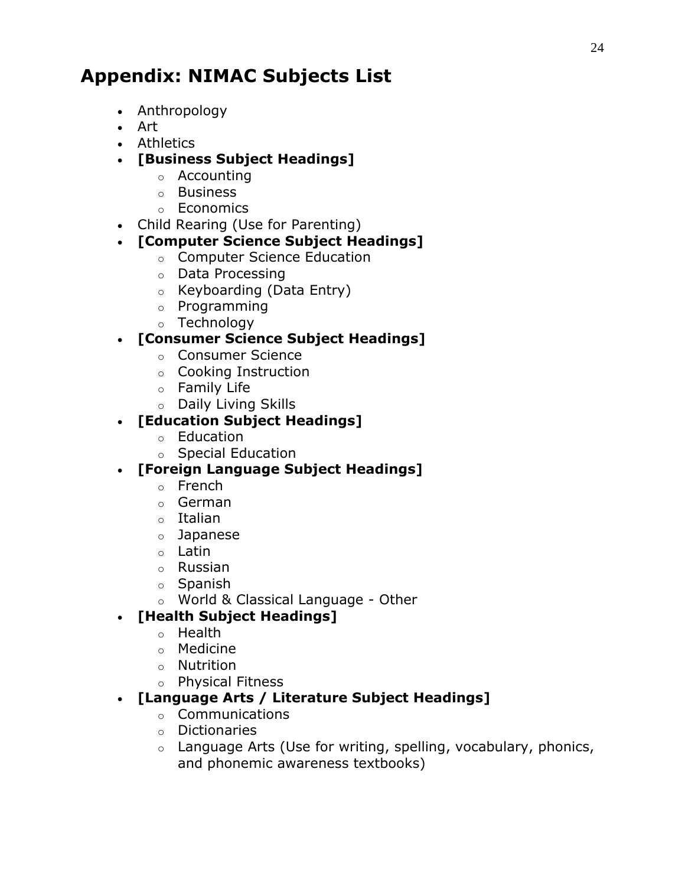# Appendix: NIMAC Subjects List

- Anthropology
- Art
- Athletics
- **[Business Subject Headings]**
  - Accounting
  - Business
  - Economics
- Child Rearing (Use for Parenting)
- **[Computer Science Subject Headings]**
  - Computer Science Education
  - Data Processing
  - Keyboarding (Data Entry)
  - Programming
  - Technology
- **[Consumer Science Subject Headings]**
  - Consumer Science
  - Cooking Instruction
  - Family Life
  - Daily Living Skills
- **[Education Subject Headings]**
  - Education
  - Special Education
- **[Foreign Language Subject Headings]**
  - French
  - German
  - Italian
  - Japanese
  - Latin
  - Russian
  - Spanish
  - World & Classical Language - Other
- **[Health Subject Headings]**
  - Health
  - Medicine
  - Nutrition
  - Physical Fitness
- **[Language Arts / Literature Subject Headings]**
  - Communications
  - Dictionaries
  - Language Arts (Use for writing, spelling, vocabulary, phonics, and phonemic awareness textbooks)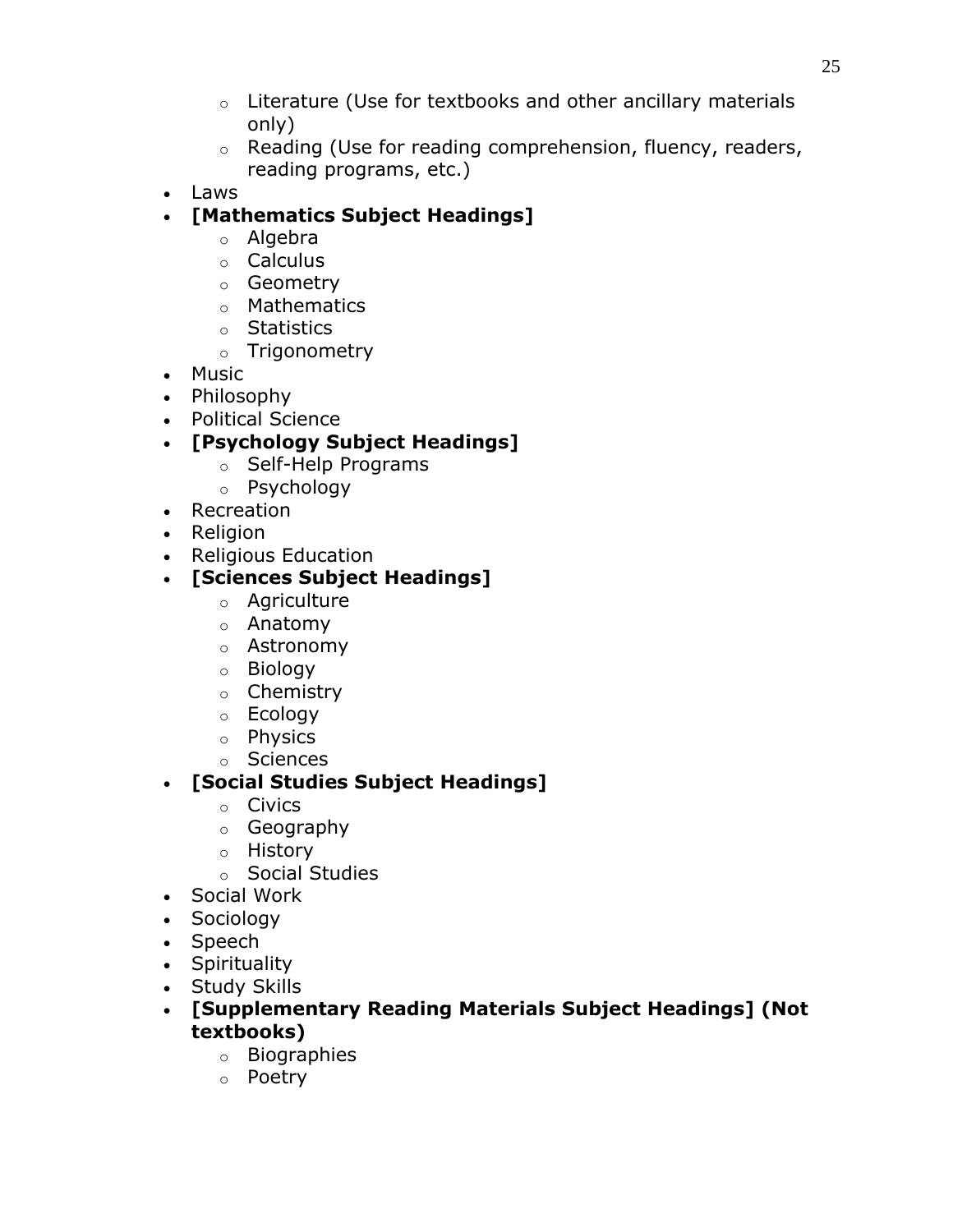- Literature (Use for textbooks and other ancillary materials only)
  - Reading (Use for reading comprehension, fluency, readers, reading programs, etc.)
- Laws
- **[Mathematics Subject Headings]**
  - Algebra
  - Calculus
  - Geometry
  - Mathematics
  - Statistics
  - Trigonometry
- Music
- Philosophy
- Political Science
- **[Psychology Subject Headings]**
  - Self-Help Programs
  - Psychology
- Recreation
- Religion
- Religious Education
- **[Sciences Subject Headings]**
  - Agriculture
  - Anatomy
  - Astronomy
  - Biology
  - Chemistry
  - Ecology
  - Physics
  - Sciences
- **[Social Studies Subject Headings]**
  - Civics
  - Geography
  - History
  - Social Studies
- Social Work
- Sociology
- Speech
- Spirituality
- Study Skills
- **[Supplementary Reading Materials Subject Headings] (Not textbooks)**
  - Biographies
  - Poetry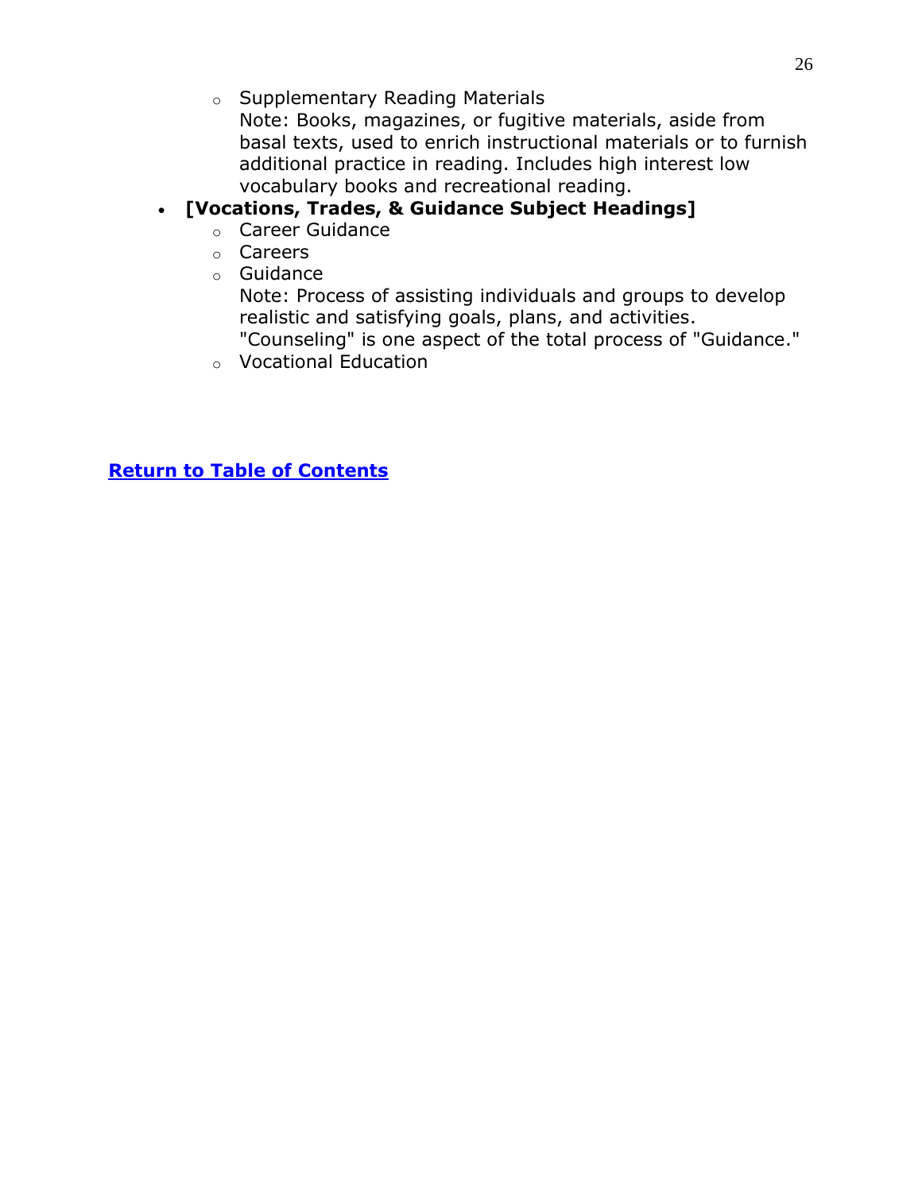- Supplementary Reading Materials
    Note: Books, magazines, or fugitive materials, aside from basal texts, used to enrich instructional materials or to furnish additional practice in reading. Includes high interest low vocabulary books and recreational reading.
- **[Vocations, Trades, & Guidance Subject Headings]**
  - Career Guidance
  - Careers
  - Guidance
    Note: Process of assisting individuals and groups to develop realistic and satisfying goals, plans, and activities. "Counseling" is one aspect of the total process of "Guidance."
  - Vocational Education

**Return to Table of Contents**